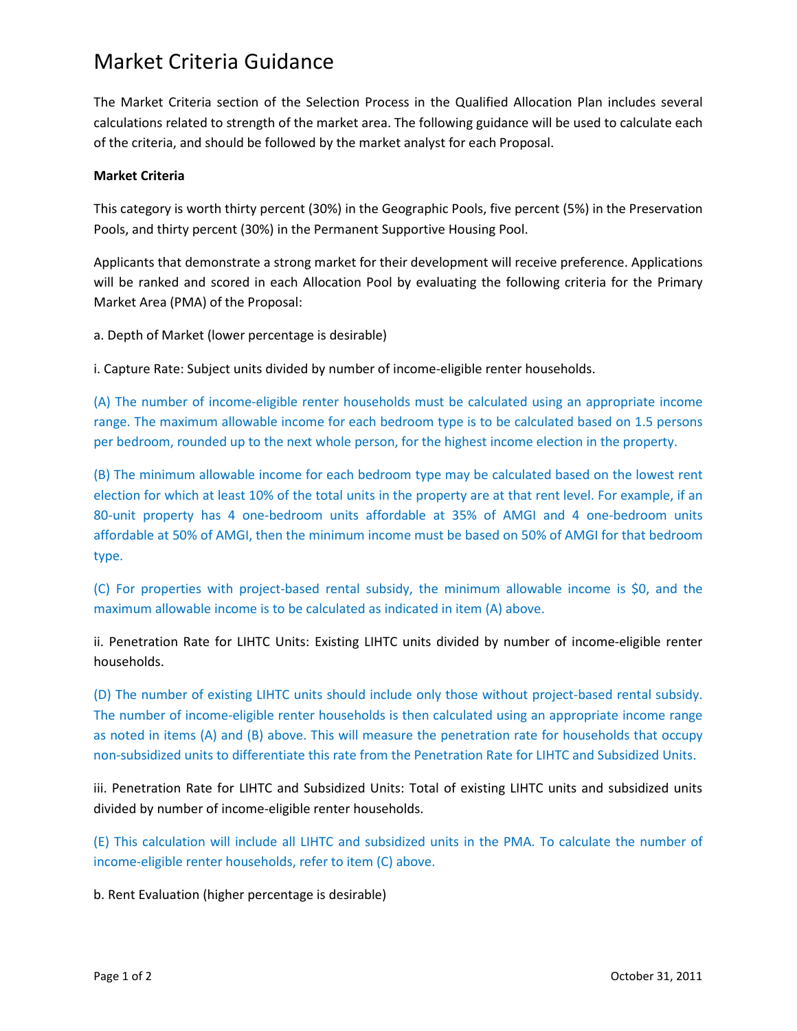# Market Criteria Guidance

The Market Criteria section of the Selection Process in the Qualified Allocation Plan includes several calculations related to strength of the market area. The following guidance will be used to calculate each of the criteria, and should be followed by the market analyst for each Proposal.

**Market Criteria**

This category is worth thirty percent (30%) in the Geographic Pools, five percent (5%) in the Preservation Pools, and thirty percent (30%) in the Permanent Supportive Housing Pool.

Applicants that demonstrate a strong market for their development will receive preference. Applications will be ranked and scored in each Allocation Pool by evaluating the following criteria for the Primary Market Area (PMA) of the Proposal:

a. Depth of Market (lower percentage is desirable)

i. Capture Rate: Subject units divided by number of income-eligible renter households.

(A) The number of income-eligible renter households must be calculated using an appropriate income range. The maximum allowable income for each bedroom type is to be calculated based on 1.5 persons per bedroom, rounded up to the next whole person, for the highest income election in the property.

(B) The minimum allowable income for each bedroom type may be calculated based on the lowest rent election for which at least 10% of the total units in the property are at that rent level. For example, if an 80-unit property has 4 one-bedroom units affordable at 35% of AMGI and 4 one-bedroom units affordable at 50% of AMGI, then the minimum income must be based on 50% of AMGI for that bedroom type.

(C) For properties with project-based rental subsidy, the minimum allowable income is $0, and the maximum allowable income is to be calculated as indicated in item (A) above.

ii. Penetration Rate for LIHTC Units: Existing LIHTC units divided by number of income-eligible renter households.

(D) The number of existing LIHTC units should include only those without project-based rental subsidy. The number of income-eligible renter households is then calculated using an appropriate income range as noted in items (A) and (B) above. This will measure the penetration rate for households that occupy non-subsidized units to differentiate this rate from the Penetration Rate for LIHTC and Subsidized Units.

iii. Penetration Rate for LIHTC and Subsidized Units: Total of existing LIHTC units and subsidized units divided by number of income-eligible renter households.

(E) This calculation will include all LIHTC and subsidized units in the PMA. To calculate the number of income-eligible renter households, refer to item (C) above.

b. Rent Evaluation (higher percentage is desirable)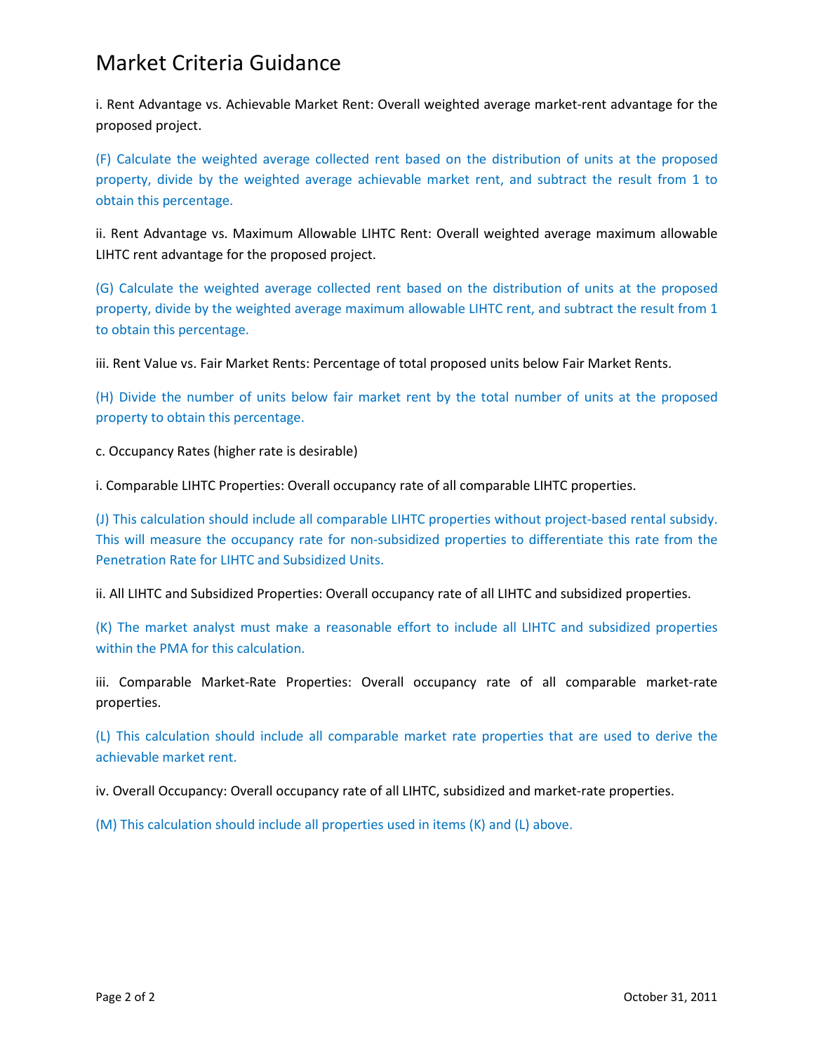# Market Criteria Guidance

i. Rent Advantage vs. Achievable Market Rent: Overall weighted average market-rent advantage for the proposed project.

(F) Calculate the weighted average collected rent based on the distribution of units at the proposed property, divide by the weighted average achievable market rent, and subtract the result from 1 to obtain this percentage.

ii. Rent Advantage vs. Maximum Allowable LIHTC Rent: Overall weighted average maximum allowable LIHTC rent advantage for the proposed project.

(G) Calculate the weighted average collected rent based on the distribution of units at the proposed property, divide by the weighted average maximum allowable LIHTC rent, and subtract the result from 1 to obtain this percentage.

iii. Rent Value vs. Fair Market Rents: Percentage of total proposed units below Fair Market Rents.

(H) Divide the number of units below fair market rent by the total number of units at the proposed property to obtain this percentage.

c. Occupancy Rates (higher rate is desirable)

i. Comparable LIHTC Properties: Overall occupancy rate of all comparable LIHTC properties.

(J) This calculation should include all comparable LIHTC properties without project-based rental subsidy. This will measure the occupancy rate for non-subsidized properties to differentiate this rate from the Penetration Rate for LIHTC and Subsidized Units.

ii. All LIHTC and Subsidized Properties: Overall occupancy rate of all LIHTC and subsidized properties.

(K) The market analyst must make a reasonable effort to include all LIHTC and subsidized properties within the PMA for this calculation.

iii. Comparable Market-Rate Properties: Overall occupancy rate of all comparable market-rate properties.

(L) This calculation should include all comparable market rate properties that are used to derive the achievable market rent.

iv. Overall Occupancy: Overall occupancy rate of all LIHTC, subsidized and market-rate properties.

(M) This calculation should include all properties used in items (K) and (L) above.

October 31, 2011